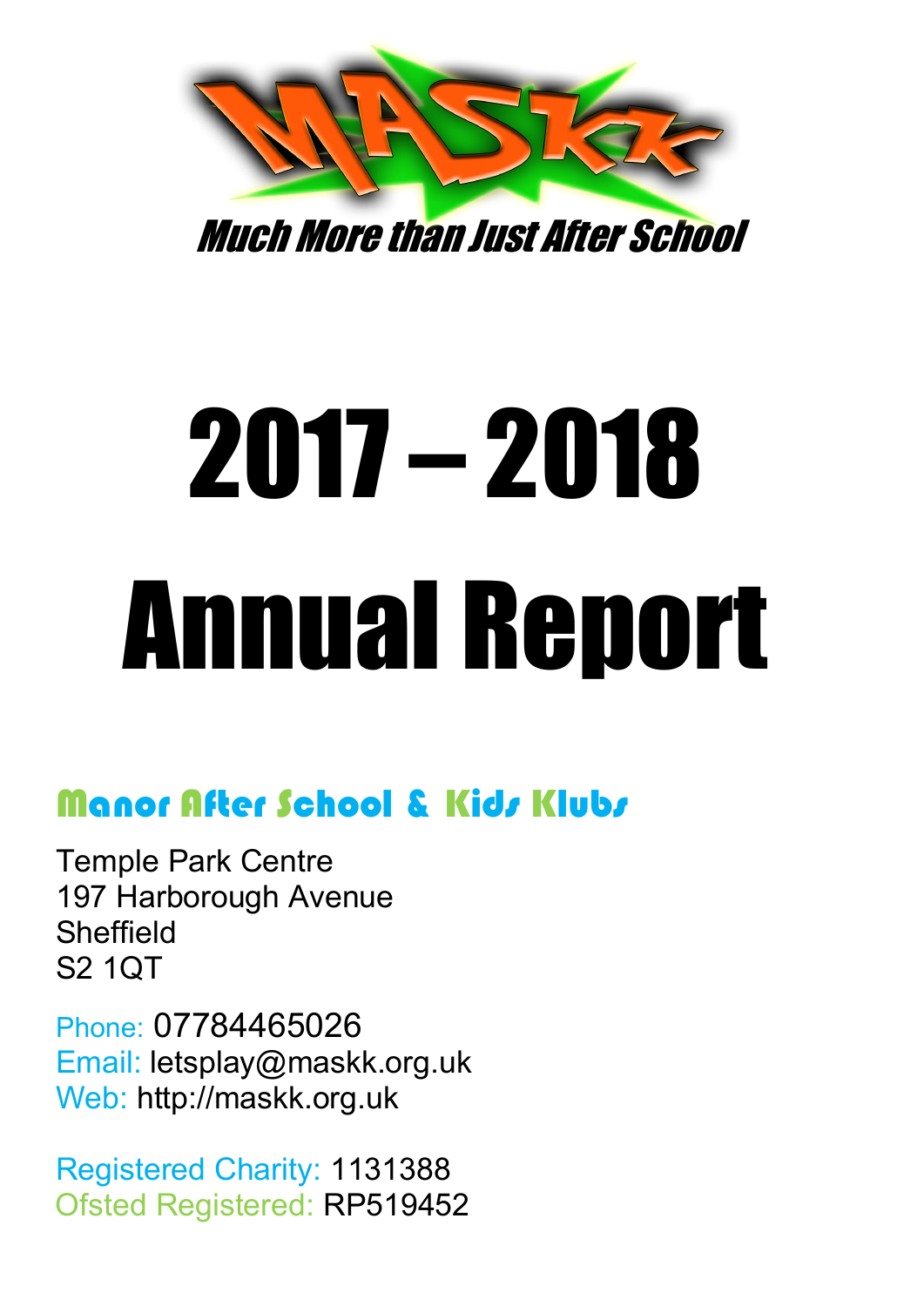# MASKK

*Much More than Just After School*

# 2017 – 2018 Annual Report

## Manor After School & Kids Klubs

Temple Park Centre
197 Harborough Avenue
Sheffield
S2 1QT

Phone: 07784465026
Email: letsplay@maskk.org.uk
Web: http://maskk.org.uk

Registered Charity: 1131388
Ofsted Registered: RP519452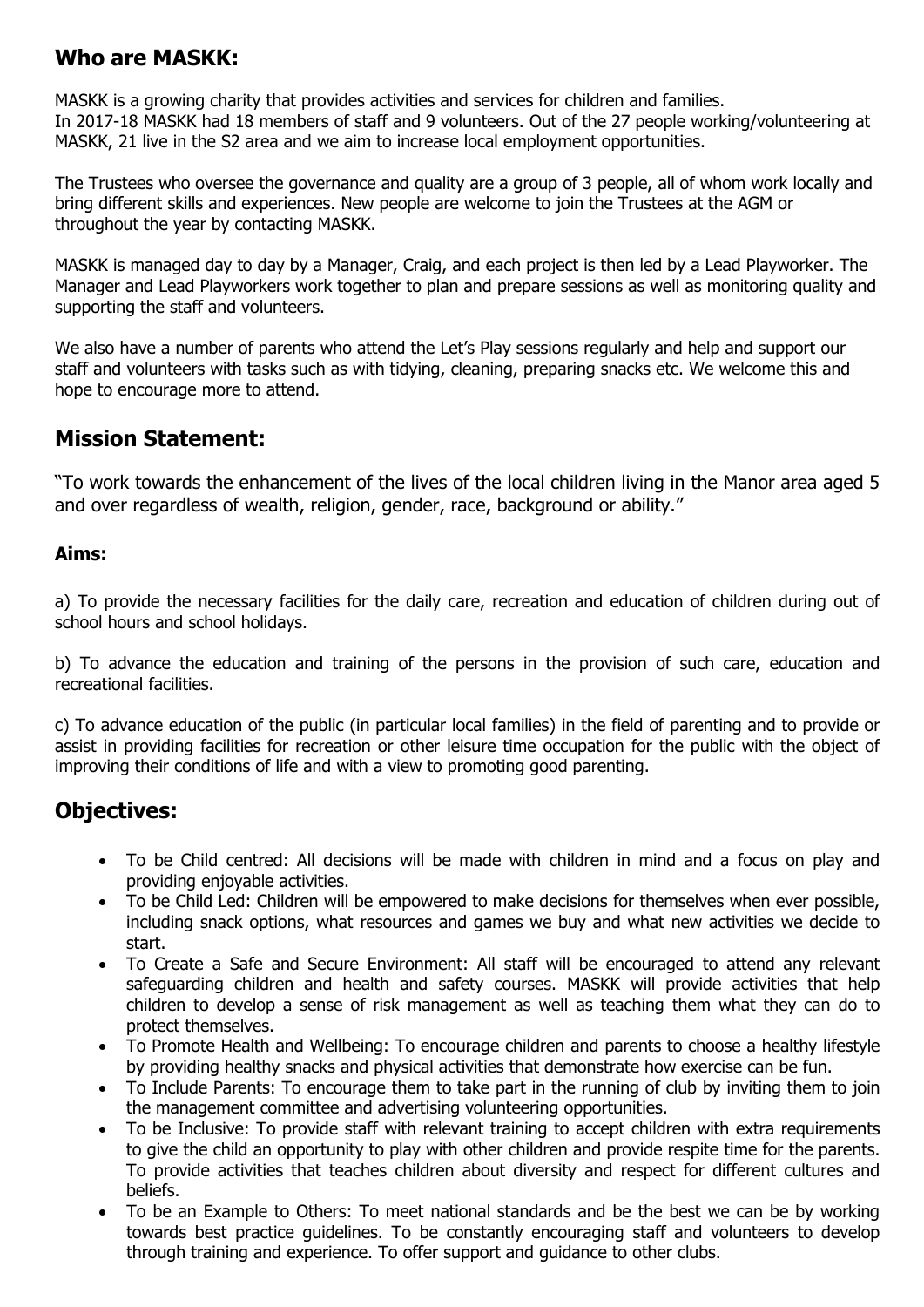## Who are MASKK:

MASKK is a growing charity that provides activities and services for children and families.
In 2017-18 MASKK had 18 members of staff and 9 volunteers. Out of the 27 people working/volunteering at MASKK, 21 live in the S2 area and we aim to increase local employment opportunities.

The Trustees who oversee the governance and quality are a group of 3 people, all of whom work locally and bring different skills and experiences. New people are welcome to join the Trustees at the AGM or throughout the year by contacting MASKK.

MASKK is managed day to day by a Manager, Craig, and each project is then led by a Lead Playworker. The Manager and Lead Playworkers work together to plan and prepare sessions as well as monitoring quality and supporting the staff and volunteers.

We also have a number of parents who attend the Let's Play sessions regularly and help and support our staff and volunteers with tasks such as with tidying, cleaning, preparing snacks etc. We welcome this and hope to encourage more to attend.

## Mission Statement:

"To work towards the enhancement of the lives of the local children living in the Manor area aged 5 and over regardless of wealth, religion, gender, race, background or ability."

### Aims:

a) To provide the necessary facilities for the daily care, recreation and education of children during out of school hours and school holidays.

b) To advance the education and training of the persons in the provision of such care, education and recreational facilities.

c) To advance education of the public (in particular local families) in the field of parenting and to provide or assist in providing facilities for recreation or other leisure time occupation for the public with the object of improving their conditions of life and with a view to promoting good parenting.

## Objectives:

- To be Child centred: All decisions will be made with children in mind and a focus on play and providing enjoyable activities.
- To be Child Led: Children will be empowered to make decisions for themselves when ever possible, including snack options, what resources and games we buy and what new activities we decide to start.
- To Create a Safe and Secure Environment: All staff will be encouraged to attend any relevant safeguarding children and health and safety courses. MASKK will provide activities that help children to develop a sense of risk management as well as teaching them what they can do to protect themselves.
- To Promote Health and Wellbeing: To encourage children and parents to choose a healthy lifestyle by providing healthy snacks and physical activities that demonstrate how exercise can be fun.
- To Include Parents: To encourage them to take part in the running of club by inviting them to join the management committee and advertising volunteering opportunities.
- To be Inclusive: To provide staff with relevant training to accept children with extra requirements to give the child an opportunity to play with other children and provide respite time for the parents. To provide activities that teaches children about diversity and respect for different cultures and beliefs.
- To be an Example to Others: To meet national standards and be the best we can be by working towards best practice guidelines. To be constantly encouraging staff and volunteers to develop through training and experience. To offer support and guidance to other clubs.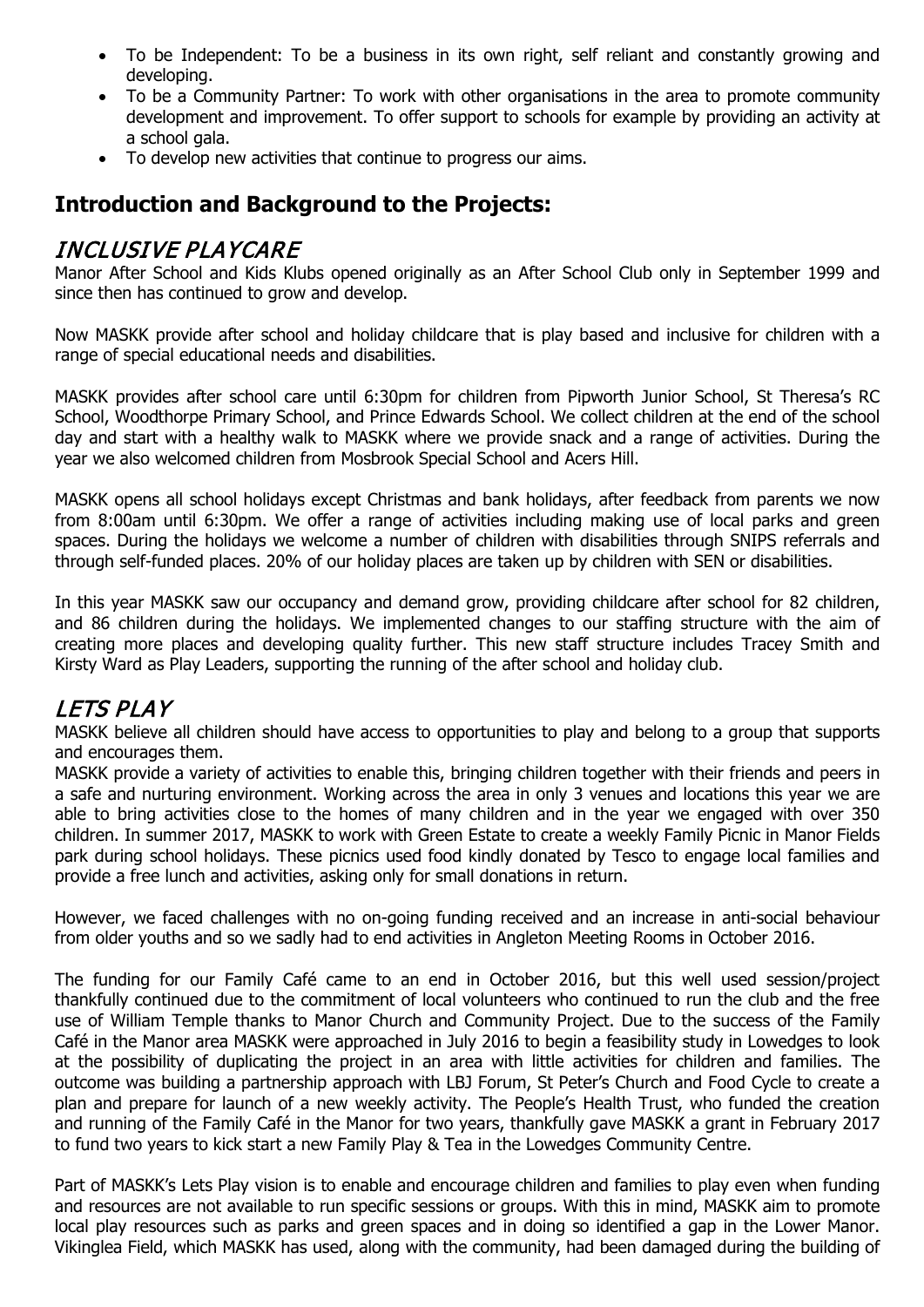- To be Independent: To be a business in its own right, self reliant and constantly growing and developing.
- To be a Community Partner: To work with other organisations in the area to promote community development and improvement. To offer support to schools for example by providing an activity at a school gala.
- To develop new activities that continue to progress our aims.

## Introduction and Background to the Projects:

### *INCLUSIVE PLAYCARE*

Manor After School and Kids Klubs opened originally as an After School Club only in September 1999 and since then has continued to grow and develop.

Now MASKK provide after school and holiday childcare that is play based and inclusive for children with a range of special educational needs and disabilities.

MASKK provides after school care until 6:30pm for children from Pipworth Junior School, St Theresa's RC School, Woodthorpe Primary School, and Prince Edwards School. We collect children at the end of the school day and start with a healthy walk to MASKK where we provide snack and a range of activities. During the year we also welcomed children from Mosbrook Special School and Acers Hill.

MASKK opens all school holidays except Christmas and bank holidays, after feedback from parents we now from 8:00am until 6:30pm. We offer a range of activities including making use of local parks and green spaces. During the holidays we welcome a number of children with disabilities through SNIPS referrals and through self-funded places. 20% of our holiday places are taken up by children with SEN or disabilities.

In this year MASKK saw our occupancy and demand grow, providing childcare after school for 82 children, and 86 children during the holidays. We implemented changes to our staffing structure with the aim of creating more places and developing quality further. This new staff structure includes Tracey Smith and Kirsty Ward as Play Leaders, supporting the running of the after school and holiday club.

### *LETS PLAY*

MASKK believe all children should have access to opportunities to play and belong to a group that supports and encourages them.

MASKK provide a variety of activities to enable this, bringing children together with their friends and peers in a safe and nurturing environment. Working across the area in only 3 venues and locations this year we are able to bring activities close to the homes of many children and in the year we engaged with over 350 children. In summer 2017, MASKK to work with Green Estate to create a weekly Family Picnic in Manor Fields park during school holidays. These picnics used food kindly donated by Tesco to engage local families and provide a free lunch and activities, asking only for small donations in return.

However, we faced challenges with no on-going funding received and an increase in anti-social behaviour from older youths and so we sadly had to end activities in Angleton Meeting Rooms in October 2016.

The funding for our Family Café came to an end in October 2016, but this well used session/project thankfully continued due to the commitment of local volunteers who continued to run the club and the free use of William Temple thanks to Manor Church and Community Project. Due to the success of the Family Café in the Manor area MASKK were approached in July 2016 to begin a feasibility study in Lowedges to look at the possibility of duplicating the project in an area with little activities for children and families. The outcome was building a partnership approach with LBJ Forum, St Peter's Church and Food Cycle to create a plan and prepare for launch of a new weekly activity. The People's Health Trust, who funded the creation and running of the Family Café in the Manor for two years, thankfully gave MASKK a grant in February 2017 to fund two years to kick start a new Family Play & Tea in the Lowedges Community Centre.

Part of MASKK's Lets Play vision is to enable and encourage children and families to play even when funding and resources are not available to run specific sessions or groups. With this in mind, MASKK aim to promote local play resources such as parks and green spaces and in doing so identified a gap in the Lower Manor. Vikinglea Field, which MASKK has used, along with the community, had been damaged during the building of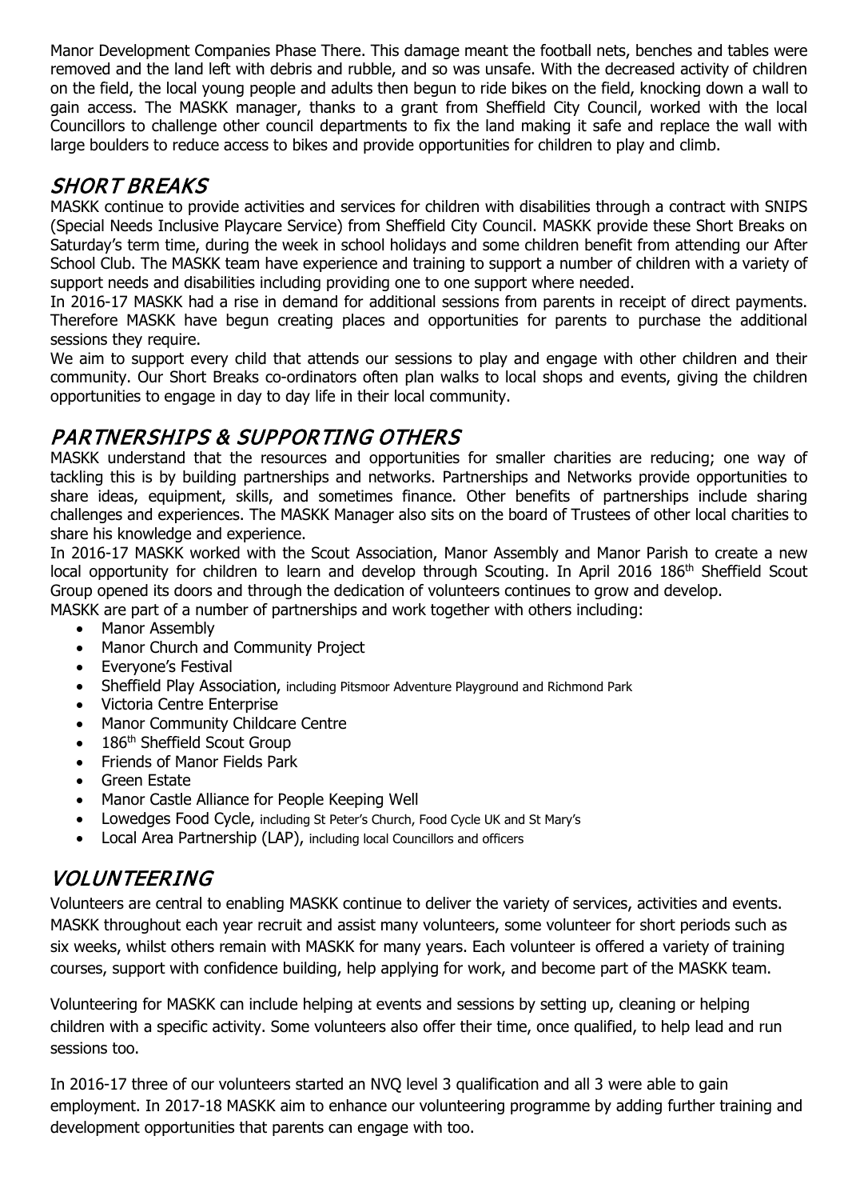Manor Development Companies Phase There. This damage meant the football nets, benches and tables were removed and the land left with debris and rubble, and so was unsafe. With the decreased activity of children on the field, the local young people and adults then begun to ride bikes on the field, knocking down a wall to gain access. The MASKK manager, thanks to a grant from Sheffield City Council, worked with the local Councillors to challenge other council departments to fix the land making it safe and replace the wall with large boulders to reduce access to bikes and provide opportunities for children to play and climb.

## SHORT BREAKS

MASKK continue to provide activities and services for children with disabilities through a contract with SNIPS (Special Needs Inclusive Playcare Service) from Sheffield City Council. MASKK provide these Short Breaks on Saturday's term time, during the week in school holidays and some children benefit from attending our After School Club. The MASKK team have experience and training to support a number of children with a variety of support needs and disabilities including providing one to one support where needed.

In 2016-17 MASKK had a rise in demand for additional sessions from parents in receipt of direct payments. Therefore MASKK have begun creating places and opportunities for parents to purchase the additional sessions they require.

We aim to support every child that attends our sessions to play and engage with other children and their community. Our Short Breaks co-ordinators often plan walks to local shops and events, giving the children opportunities to engage in day to day life in their local community.

## PARTNERSHIPS & SUPPORTING OTHERS

MASKK understand that the resources and opportunities for smaller charities are reducing; one way of tackling this is by building partnerships and networks. Partnerships and Networks provide opportunities to share ideas, equipment, skills, and sometimes finance. Other benefits of partnerships include sharing challenges and experiences. The MASKK Manager also sits on the board of Trustees of other local charities to share his knowledge and experience.

In 2016-17 MASKK worked with the Scout Association, Manor Assembly and Manor Parish to create a new local opportunity for children to learn and develop through Scouting. In April 2016 186th Sheffield Scout Group opened its doors and through the dedication of volunteers continues to grow and develop.

MASKK are part of a number of partnerships and work together with others including:

- Manor Assembly
- Manor Church and Community Project
- Everyone's Festival
- Sheffield Play Association, including Pitsmoor Adventure Playground and Richmond Park
- Victoria Centre Enterprise
- Manor Community Childcare Centre
- 186th Sheffield Scout Group
- Friends of Manor Fields Park
- Green Estate
- Manor Castle Alliance for People Keeping Well
- Lowedges Food Cycle, including St Peter's Church, Food Cycle UK and St Mary's
- Local Area Partnership (LAP), including local Councillors and officers

## VOLUNTEERING

Volunteers are central to enabling MASKK continue to deliver the variety of services, activities and events. MASKK throughout each year recruit and assist many volunteers, some volunteer for short periods such as six weeks, whilst others remain with MASKK for many years. Each volunteer is offered a variety of training courses, support with confidence building, help applying for work, and become part of the MASKK team.

Volunteering for MASKK can include helping at events and sessions by setting up, cleaning or helping children with a specific activity. Some volunteers also offer their time, once qualified, to help lead and run sessions too.

In 2016-17 three of our volunteers started an NVQ level 3 qualification and all 3 were able to gain employment. In 2017-18 MASKK aim to enhance our volunteering programme by adding further training and development opportunities that parents can engage with too.